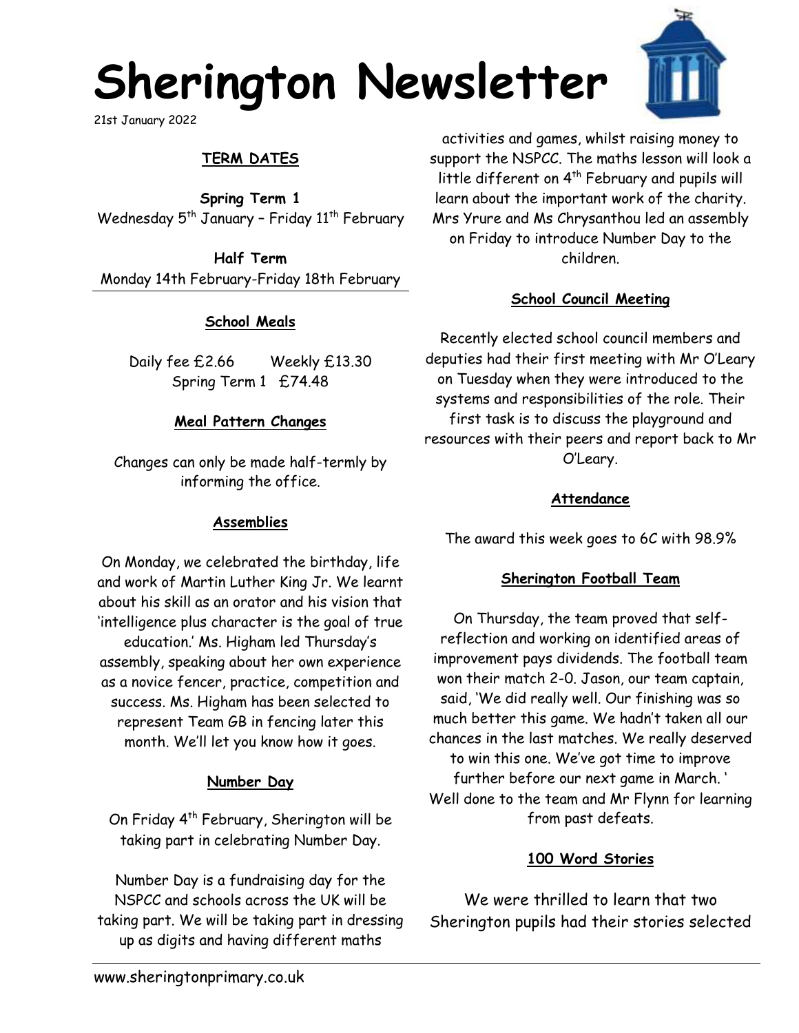# Sherington Newsletter

21st January 2022

## TERM DATES

**Spring Term 1**
Wednesday 5th January – Friday 11th February

**Half Term**
Monday 14th February-Friday 18th February

## School Meals

Daily fee £2.66 Weekly £13.30
Spring Term 1 £74.48

## Meal Pattern Changes

Changes can only be made half-termly by informing the office.

## Assemblies

On Monday, we celebrated the birthday, life and work of Martin Luther King Jr. We learnt about his skill as an orator and his vision that 'intelligence plus character is the goal of true education.' Ms. Higham led Thursday's assembly, speaking about her own experience as a novice fencer, practice, competition and success. Ms. Higham has been selected to represent Team GB in fencing later this month. We'll let you know how it goes.

## Number Day

On Friday 4th February, Sherington will be taking part in celebrating Number Day.

Number Day is a fundraising day for the NSPCC and schools across the UK will be taking part. We will be taking part in dressing up as digits and having different maths activities and games, whilst raising money to support the NSPCC. The maths lesson will look a little different on 4th February and pupils will learn about the important work of the charity. Mrs Yrure and Ms Chrysanthou led an assembly on Friday to introduce Number Day to the children.

## School Council Meeting

Recently elected school council members and deputies had their first meeting with Mr O'Leary on Tuesday when they were introduced to the systems and responsibilities of the role. Their first task is to discuss the playground and resources with their peers and report back to Mr O'Leary.

## Attendance

The award this week goes to 6C with 98.9%

## Sherington Football Team

On Thursday, the team proved that self-reflection and working on identified areas of improvement pays dividends. The football team won their match 2-0. Jason, our team captain, said, 'We did really well. Our finishing was so much better this game. We hadn't taken all our chances in the last matches. We really deserved to win this one. We've got time to improve further before our next game in March. '
Well done to the team and Mr Flynn for learning from past defeats.

## 100 Word Stories

We were thrilled to learn that two Sherington pupils had their stories selected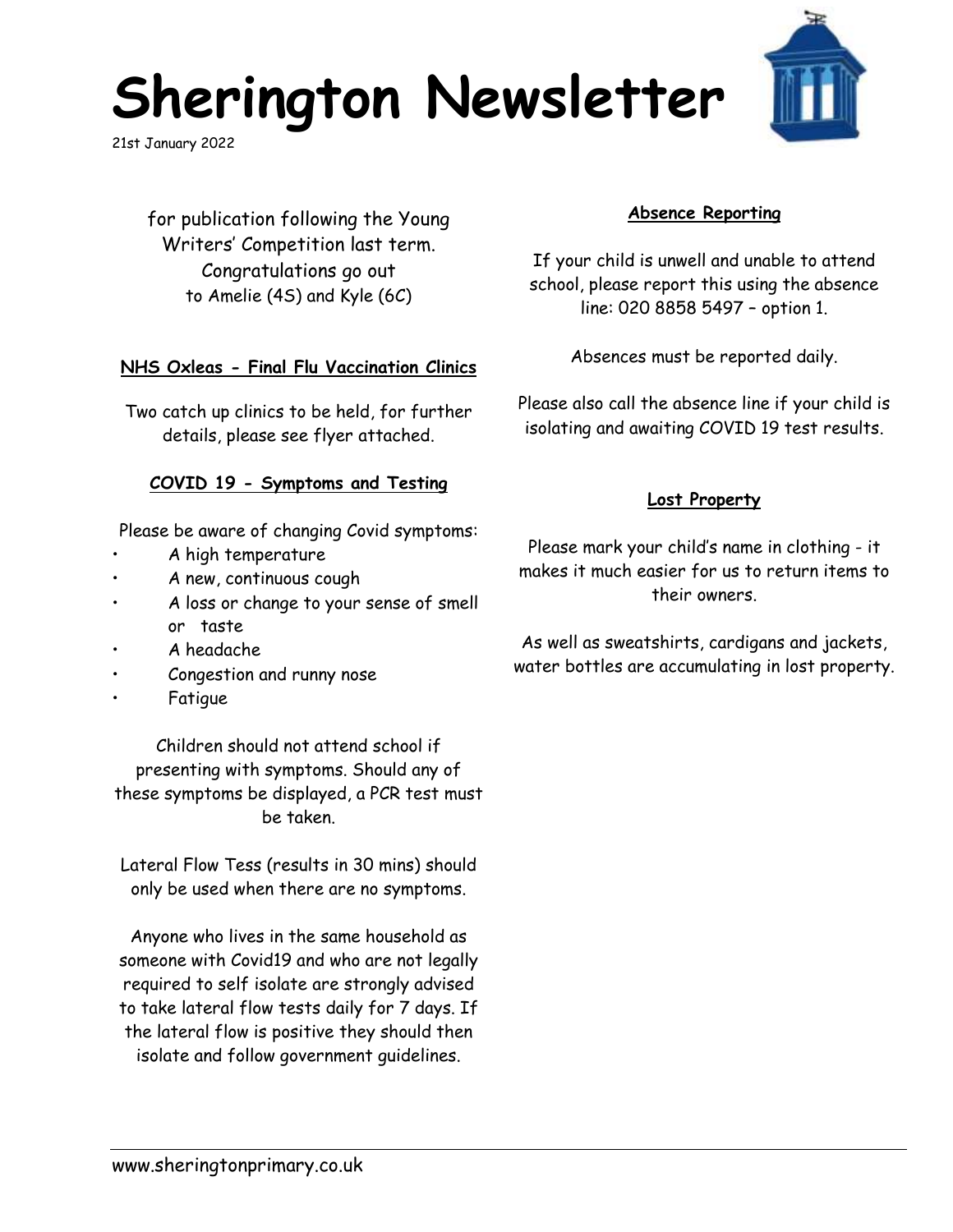# Sherington Newsletter

21st January 2022

for publication following the Young Writers' Competition last term. Congratulations go out to Amelie (4S) and Kyle (6C)

**NHS Oxleas - Final Flu Vaccination Clinics**

Two catch up clinics to be held, for further details, please see flyer attached.

**COVID 19 - Symptoms and Testing**

Please be aware of changing Covid symptoms:

- A high temperature
- A new, continuous cough
- A loss or change to your sense of smell or taste
- A headache
- Congestion and runny nose
- Fatigue

Children should not attend school if presenting with symptoms. Should any of these symptoms be displayed, a PCR test must be taken.

Lateral Flow Tess (results in 30 mins) should only be used when there are no symptoms.

Anyone who lives in the same household as someone with Covid19 and who are not legally required to self isolate are strongly advised to take lateral flow tests daily for 7 days. If the lateral flow is positive they should then isolate and follow government guidelines.

**Absence Reporting**

If your child is unwell and unable to attend school, please report this using the absence line: 020 8858 5497 – option 1.

Absences must be reported daily.

Please also call the absence line if your child is isolating and awaiting COVID 19 test results.

**Lost Property**

Please mark your child's name in clothing - it makes it much easier for us to return items to their owners.

As well as sweatshirts, cardigans and jackets, water bottles are accumulating in lost property.

www.sheringtonprimary.co.uk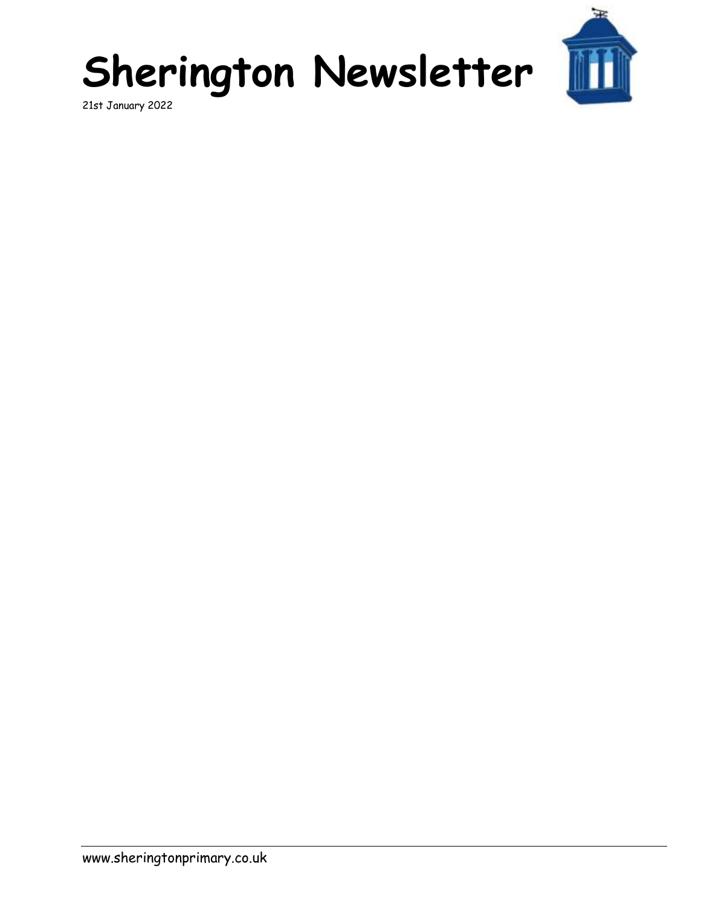# Sherington Newsletter

21st January 2022

www.sheringtonprimary.co.uk